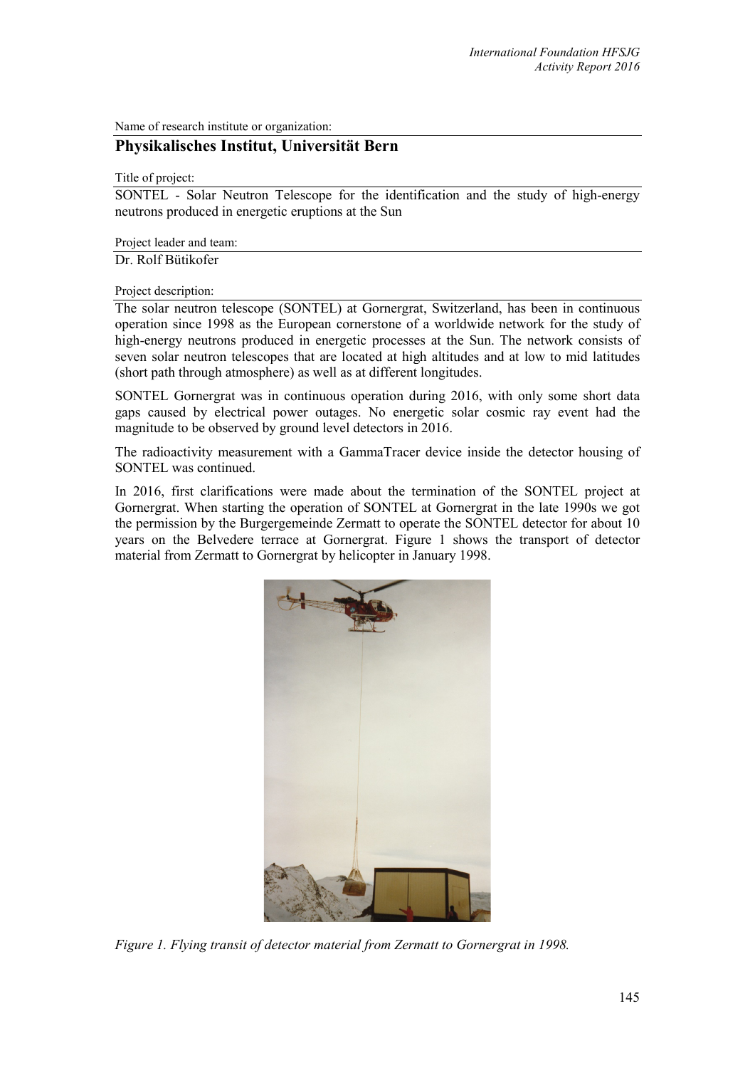Name of research institute or organization:

## Physikalisches Institut, Universität Bern

Title of project:

SONTEL - Solar Neutron Telescope for the identification and the study of high-energy neutrons produced in energetic eruptions at the Sun

Project leader and team:

Dr. Rolf Bütikofer

Project description:

The solar neutron telescope (SONTEL) at Gornergrat, Switzerland, has been in continuous operation since 1998 as the European cornerstone of a worldwide network for the study of high-energy neutrons produced in energetic processes at the Sun. The network consists of seven solar neutron telescopes that are located at high altitudes and at low to mid latitudes (short path through atmosphere) as well as at different longitudes.

SONTEL Gornergrat was in continuous operation during 2016, with only some short data gaps caused by electrical power outages. No energetic solar cosmic ray event had the magnitude to be observed by ground level detectors in 2016.

The radioactivity measurement with a GammaTracer device inside the detector housing of SONTEL was continued.

In 2016, first clarifications were made about the termination of the SONTEL project at Gornergrat. When starting the operation of SONTEL at Gornergrat in the late 1990s we got the permission by the Burgergemeinde Zermatt to operate the SONTEL detector for about 10 years on the Belvedere terrace at Gornergrat. Figure 1 shows the transport of detector material from Zermatt to Gornergrat by helicopter in January 1998.

*Figure 1. Flying transit of detector material from Zermatt to Gornergrat in 1998.*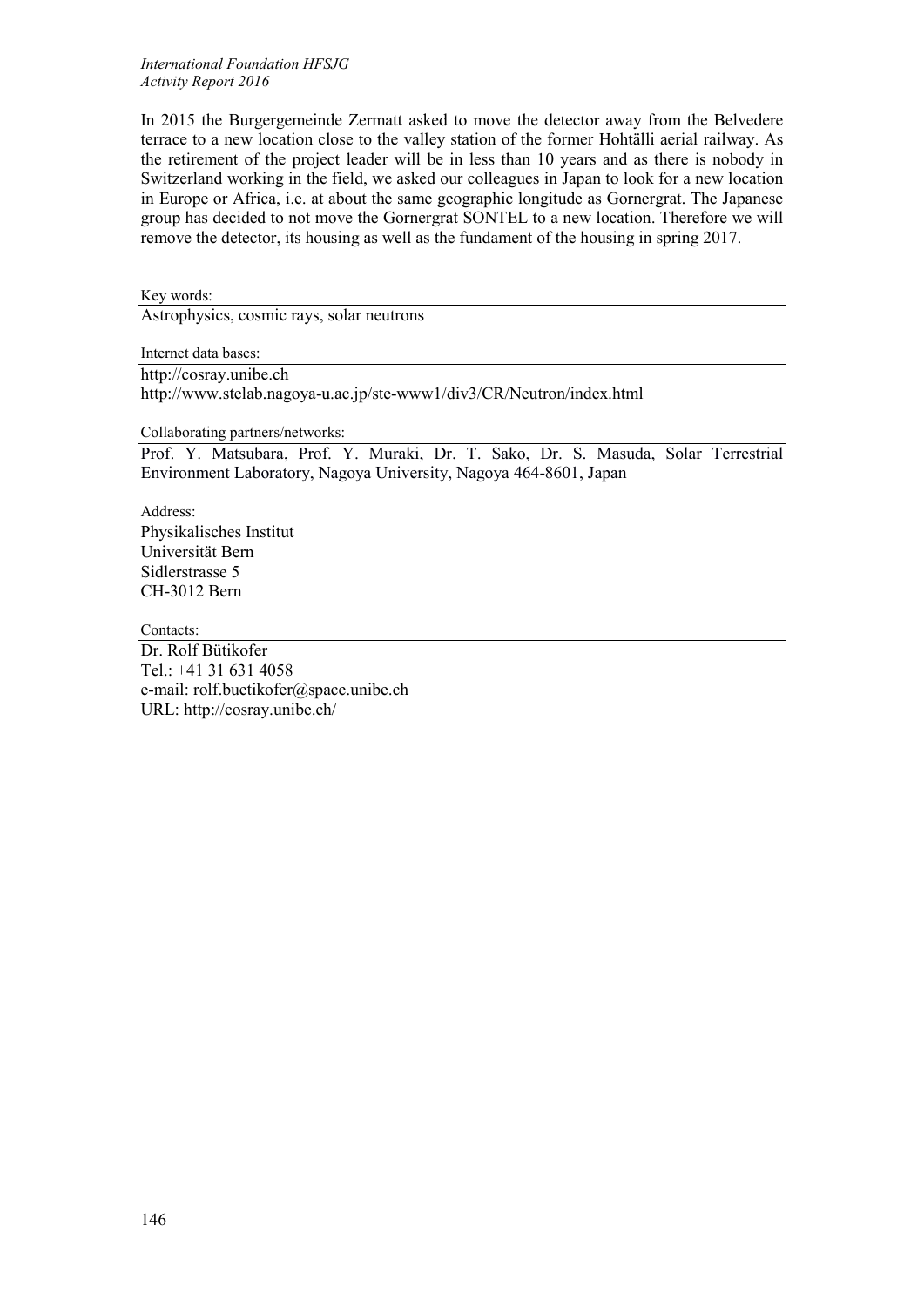In 2015 the Burgergemeinde Zermatt asked to move the detector away from the Belvedere terrace to a new location close to the valley station of the former Hohtälli aerial railway. As the retirement of the project leader will be in less than 10 years and as there is nobody in Switzerland working in the field, we asked our colleagues in Japan to look for a new location in Europe or Africa, i.e. at about the same geographic longitude as Gornergrat. The Japanese group has decided to not move the Gornergrat SONTEL to a new location. Therefore we will remove the detector, its housing as well as the fundament of the housing in spring 2017.

Key words:

Astrophysics, cosmic rays, solar neutrons

Internet data bases:

http://cosray.unibe.ch  
http://www.stelab.nagoya-u.ac.jp/ste-www1/div3/CR/Neutron/index.html

Collaborating partners/networks:

Prof. Y. Matsubara, Prof. Y. Muraki, Dr. T. Sako, Dr. S. Masuda, Solar Terrestrial Environment Laboratory, Nagoya University, Nagoya 464-8601, Japan

Address:

Physikalisches Institut  
Universität Bern  
Sidlerstrasse 5  
CH-3012 Bern

Contacts:

Dr. Rolf Bütikofer  
Tel.: +41 31 631 4058  
e-mail: rolf.buetikofer@space.unibe.ch  
URL: http://cosray.unibe.ch/